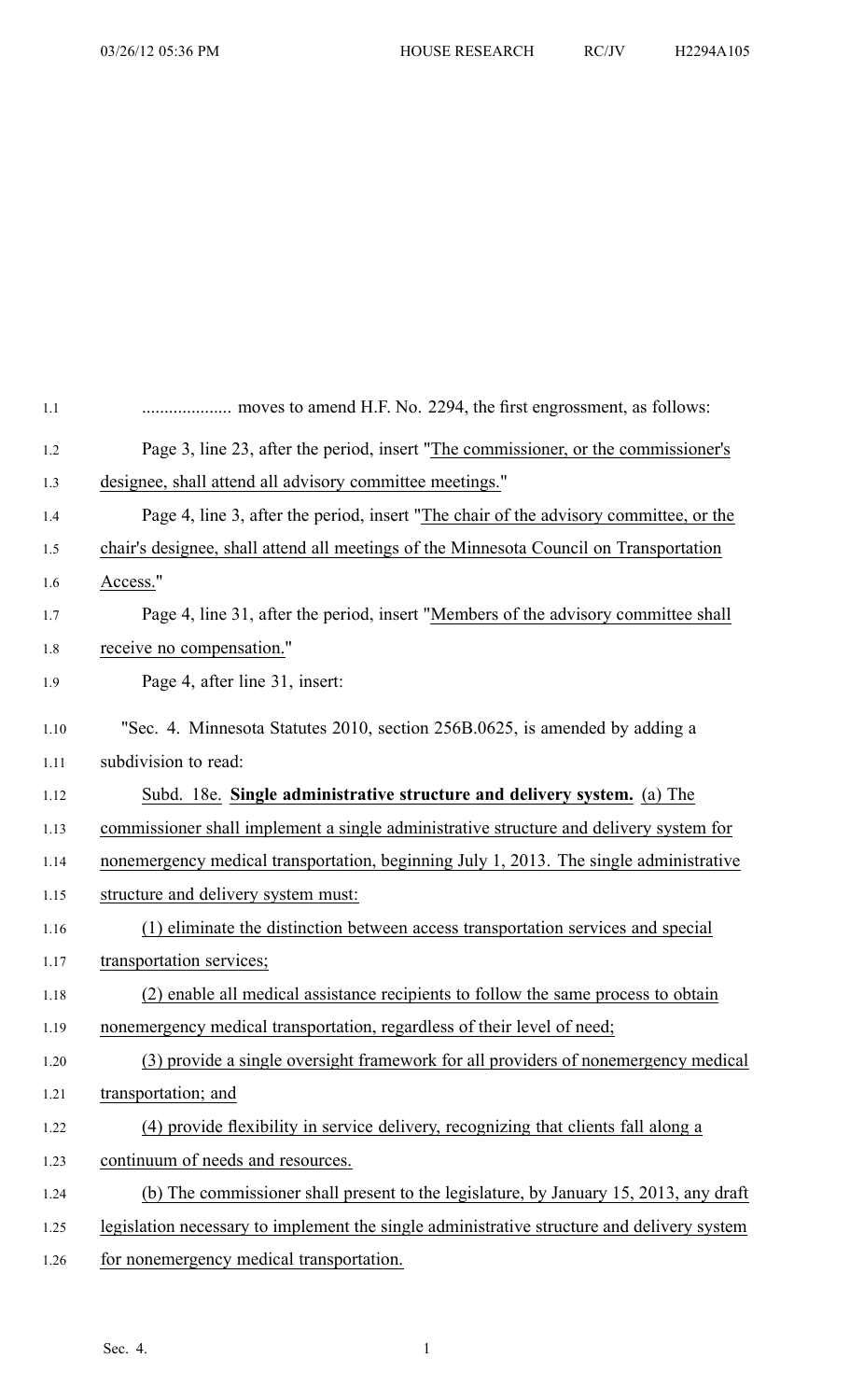.................... moves to amend H.F. No. 2294, the first engrossment, as follows:

Page 3, line 23, after the period, insert "The commissioner, or the commissioner's designee, shall attend all advisory committee meetings."

Page 4, line 3, after the period, insert "The chair of the advisory committee, or the chair's designee, shall attend all meetings of the Minnesota Council on Transportation Access."

Page 4, line 31, after the period, insert "Members of the advisory committee shall receive no compensation."

Page 4, after line 31, insert:

"Sec. 4. Minnesota Statutes 2010, section 256B.0625, is amended by adding a subdivision to read:

Subd. 18e. **Single administrative structure and delivery system.** (a) The commissioner shall implement a single administrative structure and delivery system for nonemergency medical transportation, beginning July 1, 2013. The single administrative structure and delivery system must:

(1) eliminate the distinction between access transportation services and special transportation services;

(2) enable all medical assistance recipients to follow the same process to obtain nonemergency medical transportation, regardless of their level of need;

(3) provide a single oversight framework for all providers of nonemergency medical transportation; and

(4) provide flexibility in service delivery, recognizing that clients fall along a continuum of needs and resources.

(b) The commissioner shall present to the legislature, by January 15, 2013, any draft legislation necessary to implement the single administrative structure and delivery system for nonemergency medical transportation.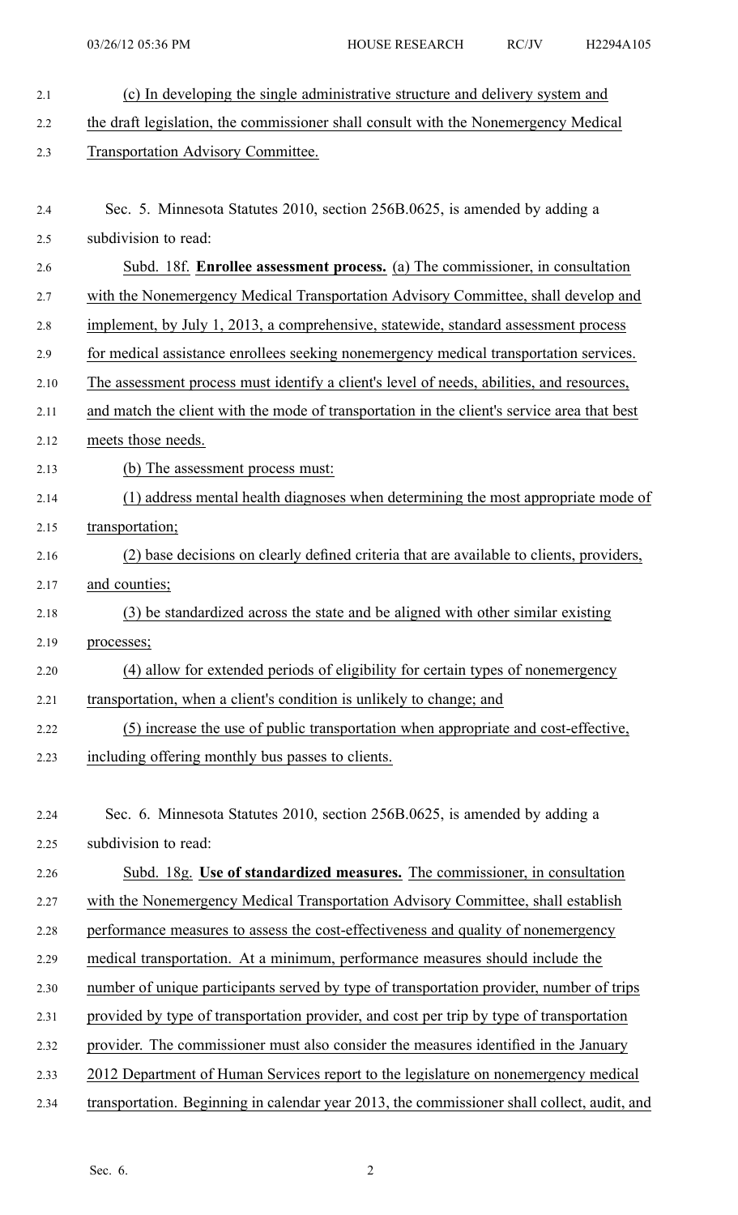(c) In developing the single administrative structure and delivery system and the draft legislation, the commissioner shall consult with the Nonemergency Medical Transportation Advisory Committee.

Sec. 5. Minnesota Statutes 2010, section 256B.0625, is amended by adding a subdivision to read:

Subd. 18f. **Enrollee assessment process.** (a) The commissioner, in consultation with the Nonemergency Medical Transportation Advisory Committee, shall develop and implement, by July 1, 2013, a comprehensive, statewide, standard assessment process for medical assistance enrollees seeking nonemergency medical transportation services. The assessment process must identify a client's level of needs, abilities, and resources, and match the client with the mode of transportation in the client's service area that best meets those needs.

(b) The assessment process must:

(1) address mental health diagnoses when determining the most appropriate mode of transportation;

(2) base decisions on clearly defined criteria that are available to clients, providers, and counties;

(3) be standardized across the state and be aligned with other similar existing processes;

(4) allow for extended periods of eligibility for certain types of nonemergency transportation, when a client's condition is unlikely to change; and

(5) increase the use of public transportation when appropriate and cost-effective, including offering monthly bus passes to clients.

Sec. 6. Minnesota Statutes 2010, section 256B.0625, is amended by adding a subdivision to read:

Subd. 18g. **Use of standardized measures.** The commissioner, in consultation with the Nonemergency Medical Transportation Advisory Committee, shall establish performance measures to assess the cost-effectiveness and quality of nonemergency medical transportation. At a minimum, performance measures should include the number of unique participants served by type of transportation provider, number of trips provided by type of transportation provider, and cost per trip by type of transportation provider. The commissioner must also consider the measures identified in the January 2012 Department of Human Services report to the legislature on nonemergency medical transportation. Beginning in calendar year 2013, the commissioner shall collect, audit, and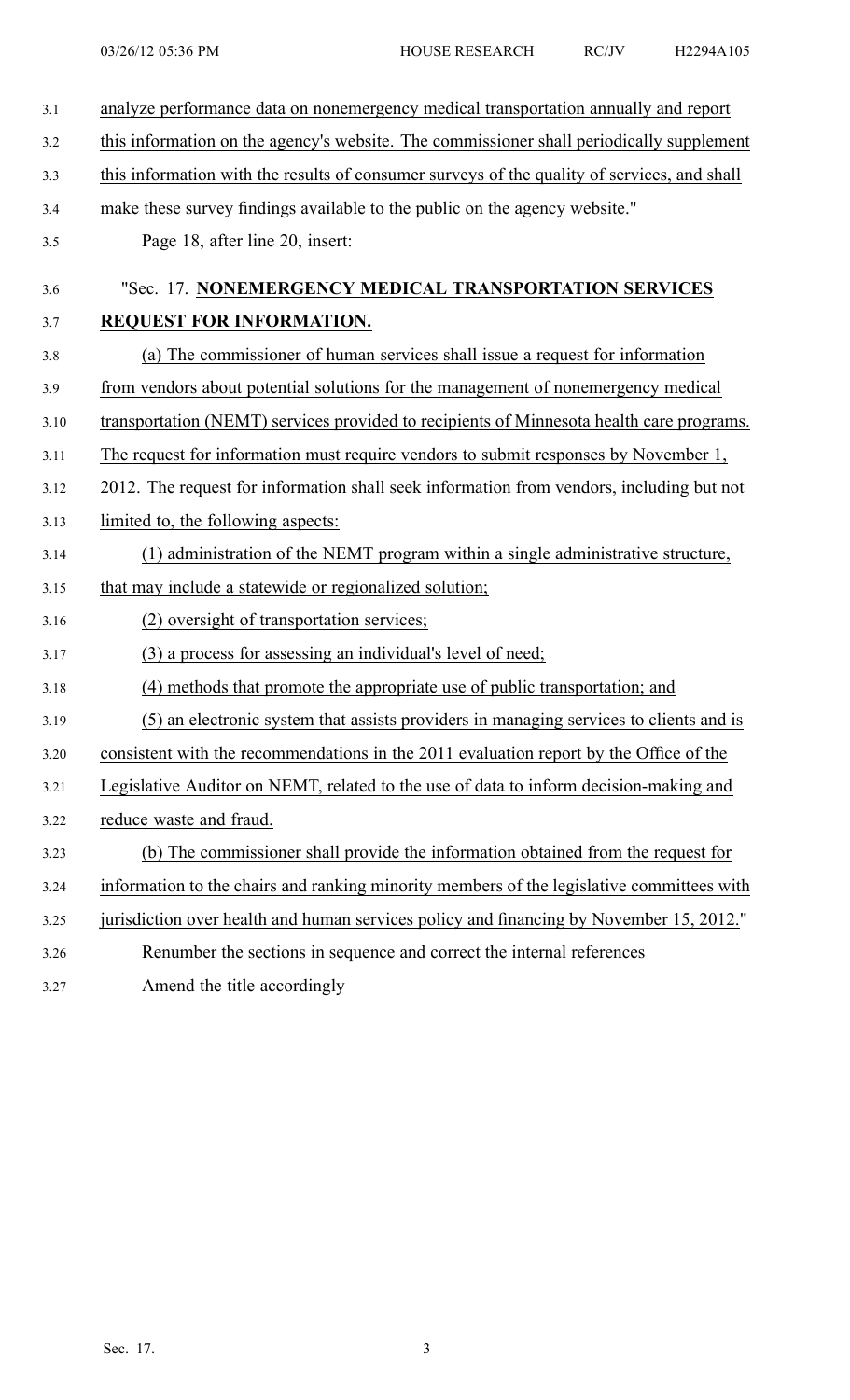analyze performance data on nonemergency medical transportation annually and report this information on the agency's website. The commissioner shall periodically supplement this information with the results of consumer surveys of the quality of services, and shall make these survey findings available to the public on the agency website."

Page 18, after line 20, insert:

"Sec. 17. **NONEMERGENCY MEDICAL TRANSPORTATION SERVICES REQUEST FOR INFORMATION.**

(a) The commissioner of human services shall issue a request for information from vendors about potential solutions for the management of nonemergency medical transportation (NEMT) services provided to recipients of Minnesota health care programs. The request for information must require vendors to submit responses by November 1, 2012. The request for information shall seek information from vendors, including but not limited to, the following aspects:

(1) administration of the NEMT program within a single administrative structure, that may include a statewide or regionalized solution;

(2) oversight of transportation services;

(3) a process for assessing an individual's level of need;

(4) methods that promote the appropriate use of public transportation; and

(5) an electronic system that assists providers in managing services to clients and is consistent with the recommendations in the 2011 evaluation report by the Office of the Legislative Auditor on NEMT, related to the use of data to inform decision-making and reduce waste and fraud.

(b) The commissioner shall provide the information obtained from the request for information to the chairs and ranking minority members of the legislative committees with jurisdiction over health and human services policy and financing by November 15, 2012."

Renumber the sections in sequence and correct the internal references

Amend the title accordingly